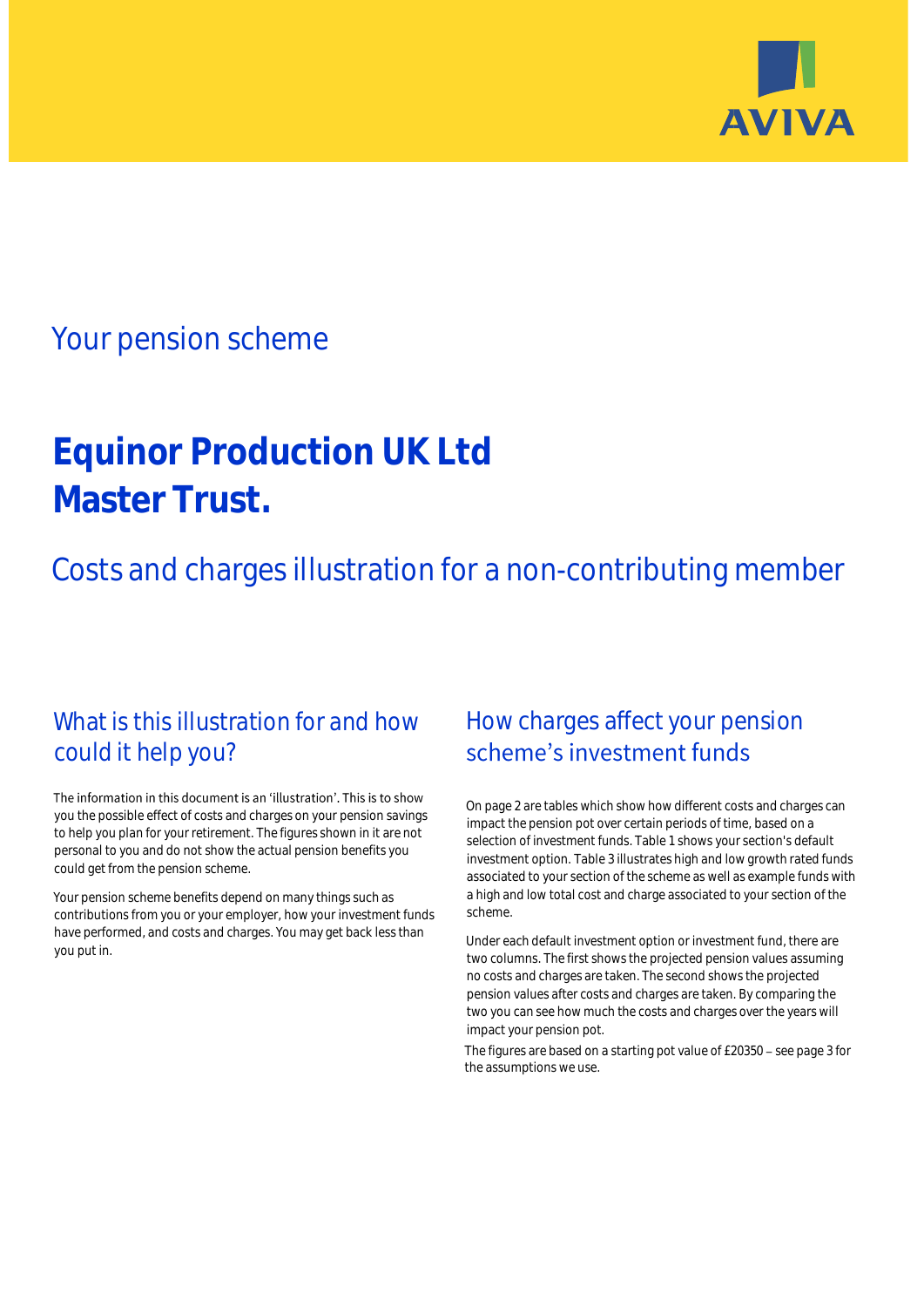AVIVA

## Your pension scheme

# Equinor Production UK Ltd Master Trust.

## Costs and charges illustration for a non-contributing member

### What is this illustration for and how could it help you?

The information in this document is an 'illustration'. This is to show you the possible effect of costs and charges on your pension savings to help you plan for your retirement. The figures shown in it are not personal to you and do not show the actual pension benefits you could get from the pension scheme.

Your pension scheme benefits depend on many things such as contributions from you or your employer, how your investment funds have performed, and costs and charges. You may get back less than you put in.

### How charges affect your pension scheme's investment funds

On page 2 are tables which show how different costs and charges can impact the pension pot over certain periods of time, based on a selection of investment funds. Table 1 shows your section's default investment option. Table 3 illustrates high and low growth rated funds associated to your section of the scheme as well as example funds with a high and low total cost and charge associated to your section of the scheme.

Under each default investment option or investment fund, there are two columns. The first shows the projected pension values assuming no costs and charges are taken. The second shows the projected pension values after costs and charges are taken. By comparing the two you can see how much the costs and charges over the years will impact your pension pot.

The figures are based on a starting pot value of £20350 – see page 3 for the assumptions we use.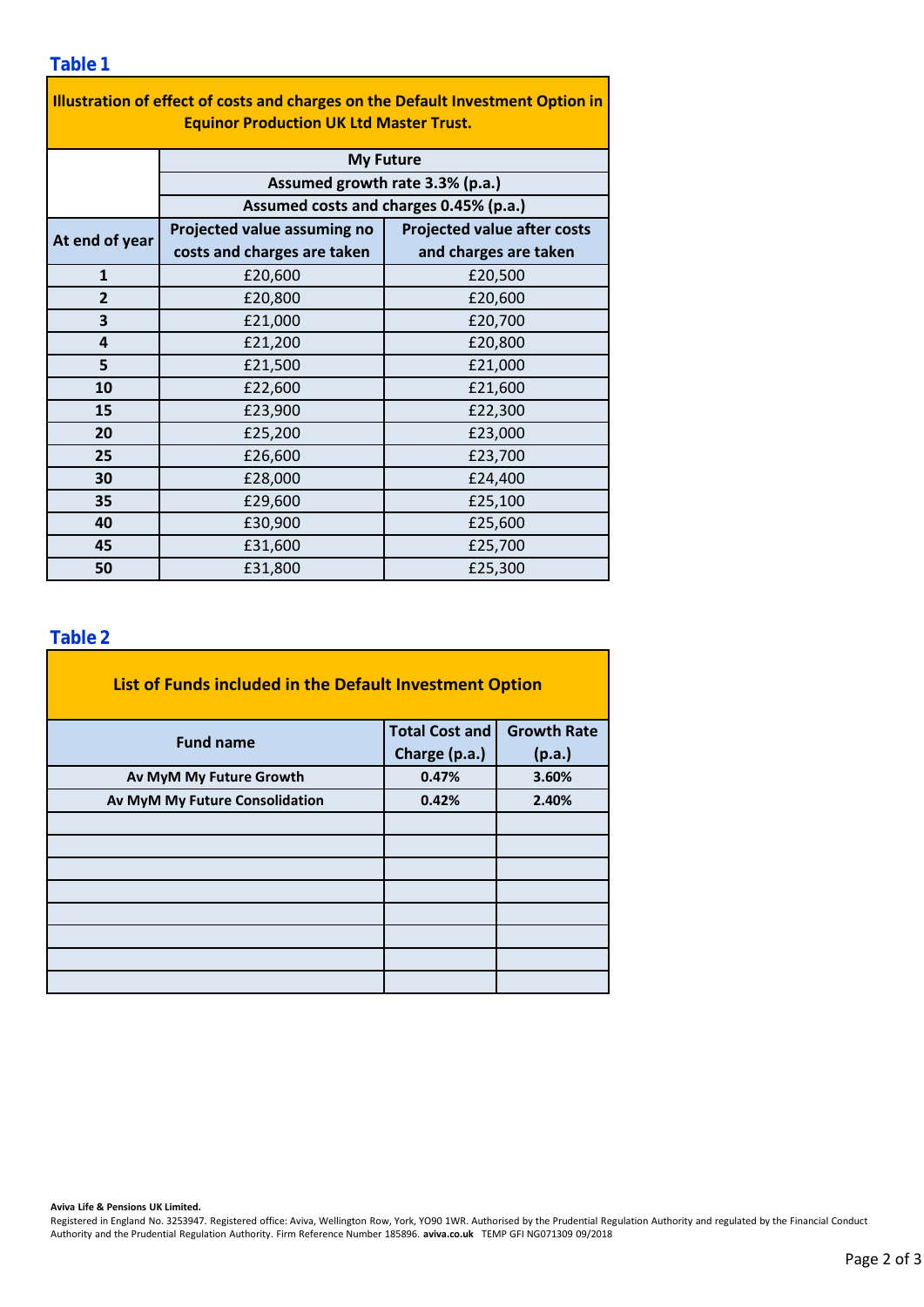## Table 1

| Illustration of effect of costs and charges on the Default Investment Option in Equinor Production UK Ltd Master Trust. | | |
|---|---|---|
| | My Future | |
| | Assumed growth rate 3.3% (p.a.) | |
| | Assumed costs and charges 0.45% (p.a.) | |
| At end of year | Projected value assuming no costs and charges are taken | Projected value after costs and charges are taken |
| 1 | £20,600 | £20,500 |
| 2 | £20,800 | £20,600 |
| 3 | £21,000 | £20,700 |
| 4 | £21,200 | £20,800 |
| 5 | £21,500 | £21,000 |
| 10 | £22,600 | £21,600 |
| 15 | £23,900 | £22,300 |
| 20 | £25,200 | £23,000 |
| 25 | £26,600 | £23,700 |
| 30 | £28,000 | £24,400 |
| 35 | £29,600 | £25,100 |
| 40 | £30,900 | £25,600 |
| 45 | £31,600 | £25,700 |
| 50 | £31,800 | £25,300 |

## Table 2

| List of Funds included in the Default Investment Option | | |
|---|---|---|
| Fund name | Total Cost and Charge (p.a.) | Growth Rate (p.a.) |
| Av MyM My Future Growth | 0.47% | 3.60% |
| Av MyM My Future Consolidation | 0.42% | 2.40% |
| | | |
| | | |
| | | |
| | | |
| | | |
| | | |
| | | |
| | | |

**Aviva Life & Pensions UK Limited.**
Registered in England No. 3253947. Registered office: Aviva, Wellington Row, York, YO90 1WR. Authorised by the Prudential Regulation Authority and regulated by the Financial Conduct Authority and the Prudential Regulation Authority. Firm Reference Number 185896. **aviva.co.uk** TEMP GFI NG071309 09/2018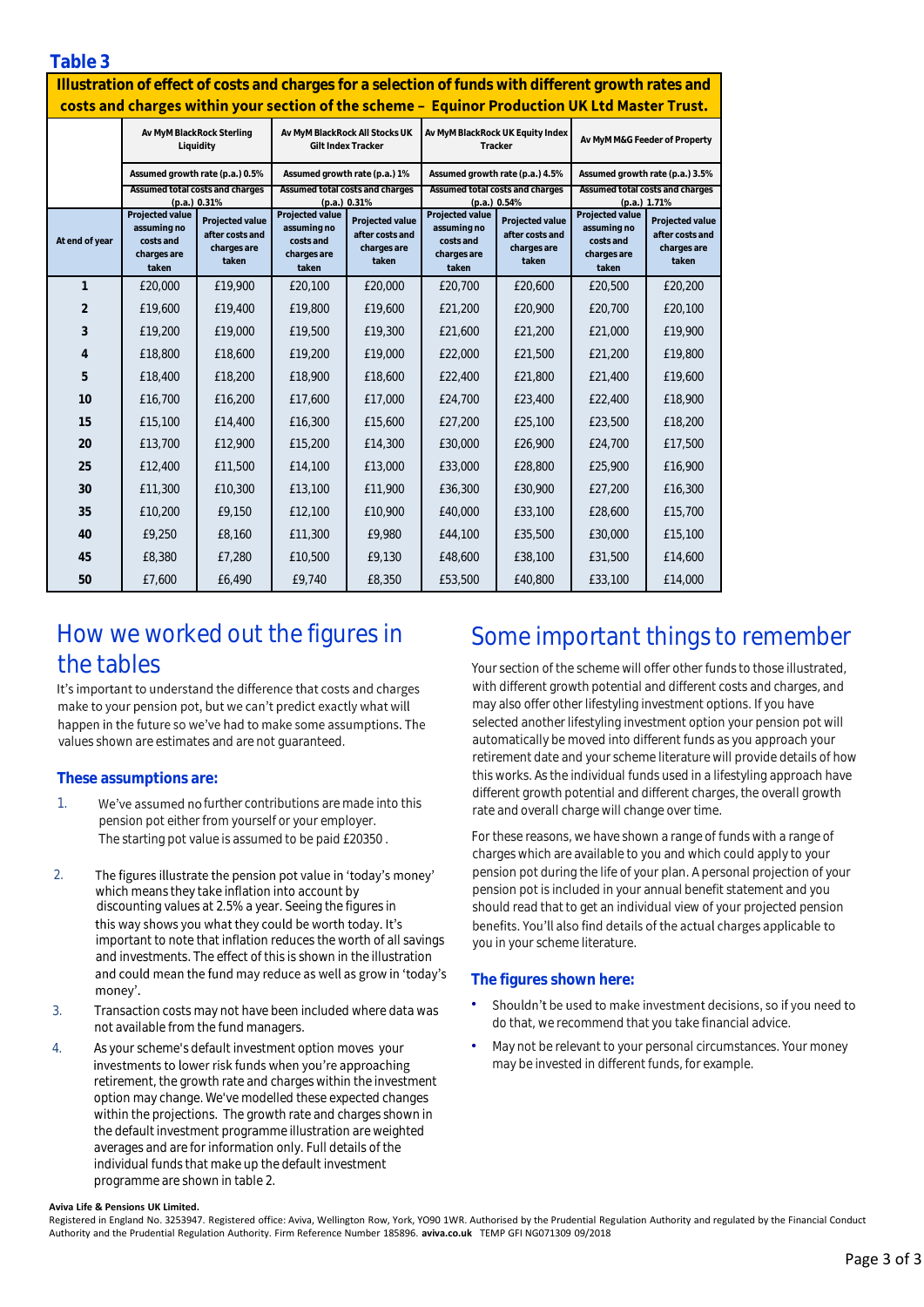## Table 3

| Illustration of effect of costs and charges for a selection of funds with different growth rates and costs and charges within your section of the scheme – Equinor Production UK Ltd Master Trust. | | | | | | | | |
|---|---|---|---|---|---|---|---|---|
| | Av MyM BlackRock Sterling Liquidity | | Av MyM BlackRock All Stocks UK Gilt Index Tracker | | Av MyM BlackRock UK Equity Index Tracker | | Av MyM M&G Feeder of Property | |
| | Assumed growth rate (p.a.) 0.5% | | Assumed growth rate (p.a.) 1% | | Assumed growth rate (p.a.) 4.5% | | Assumed growth rate (p.a.) 3.5% | |
| | Assumed total costs and charges (p.a.) 0.31% | | Assumed total costs and charges (p.a.) 0.31% | | Assumed total costs and charges (p.a.) 0.54% | | Assumed total costs and charges (p.a.) 1.71% | |
| At end of year | Projected value assuming no costs and charges are taken | Projected value after costs and charges are taken | Projected value assuming no costs and charges are taken | Projected value after costs and charges are taken | Projected value assuming no costs and charges are taken | Projected value after costs and charges are taken | Projected value assuming no costs and charges are taken | Projected value after costs and charges are taken |
| 1 | £20,000 | £19,900 | £20,100 | £20,000 | £20,700 | £20,600 | £20,500 | £20,200 |
| 2 | £19,600 | £19,400 | £19,800 | £19,600 | £21,200 | £20,900 | £20,700 | £20,100 |
| 3 | £19,200 | £19,000 | £19,500 | £19,300 | £21,600 | £21,200 | £21,000 | £19,900 |
| 4 | £18,800 | £18,600 | £19,200 | £19,000 | £22,000 | £21,500 | £21,200 | £19,800 |
| 5 | £18,400 | £18,200 | £18,900 | £18,600 | £22,400 | £21,800 | £21,400 | £19,600 |
| 10 | £16,700 | £16,200 | £17,600 | £17,000 | £24,700 | £23,400 | £22,400 | £18,900 |
| 15 | £15,100 | £14,400 | £16,300 | £15,600 | £27,200 | £25,100 | £23,500 | £18,200 |
| 20 | £13,700 | £12,900 | £15,200 | £14,300 | £30,000 | £26,900 | £24,700 | £17,500 |
| 25 | £12,400 | £11,500 | £14,100 | £13,000 | £33,000 | £28,800 | £25,900 | £16,900 |
| 30 | £11,300 | £10,300 | £13,100 | £11,900 | £36,300 | £30,900 | £27,200 | £16,300 |
| 35 | £10,200 | £9,150 | £12,100 | £10,900 | £40,000 | £33,100 | £28,600 | £15,700 |
| 40 | £9,250 | £8,160 | £11,300 | £9,980 | £44,100 | £35,500 | £30,000 | £15,100 |
| 45 | £8,380 | £7,280 | £10,500 | £9,130 | £48,600 | £38,100 | £31,500 | £14,600 |
| 50 | £7,600 | £6,490 | £9,740 | £8,350 | £53,500 | £40,800 | £33,100 | £14,000 |

# How we worked out the figures in the tables

It's important to understand the difference that costs and charges make to your pension pot, but we can't predict exactly what will happen in the future so we've had to make some assumptions. The values shown are estimates and are not guaranteed.

### These assumptions are:

1. We've assumed no further contributions are made into this pension pot either from yourself or your employer. The starting pot value is assumed to be paid £20350 .
2. The figures illustrate the pension pot value in 'today's money' which means they take inflation into account by discounting values at 2.5% a year. Seeing the figures in this way shows you what they could be worth today. It's important to note that inflation reduces the worth of all savings and investments. The effect of this is shown in the illustration and could mean the fund may reduce as well as grow in 'today's money'.
3. Transaction costs may not have been included where data was not available from the fund managers.
4. As your scheme's default investment option moves your investments to lower risk funds when you're approaching retirement, the growth rate and charges within the investment option may change. We've modelled these expected changes within the projections. The growth rate and charges shown in the default investment programme illustration are weighted averages and are for information only. Full details of the individual funds that make up the default investment programme are shown in table 2.

# Some important things to remember

Your section of the scheme will offer other funds to those illustrated, with different growth potential and different costs and charges, and may also offer other lifestyling investment options. If you have selected another lifestyling investment option your pension pot will automatically be moved into different funds as you approach your retirement date and your scheme literature will provide details of how this works. As the individual funds used in a lifestyling approach have different growth potential and different charges, the overall growth rate and overall charge will change over time.

For these reasons, we have shown a range of funds with a range of charges which are available to you and which could apply to your pension pot during the life of your plan. A personal projection of your pension pot is included in your annual benefit statement and you should read that to get an individual view of your projected pension benefits. You'll also find details of the actual charges applicable to you in your scheme literature.

### The figures shown here:

- Shouldn't be used to make investment decisions, so if you need to do that, we recommend that you take financial advice.
- May not be relevant to your personal circumstances. Your money may be invested in different funds, for example.

**Aviva Life & Pensions UK Limited.**
Registered in England No. 3253947. Registered office: Aviva, Wellington Row, York, YO90 1WR. Authorised by the Prudential Regulation Authority and regulated by the Financial Conduct Authority and the Prudential Regulation Authority. Firm Reference Number 185896. **aviva.co.uk** TEMP GFI NG071309 09/2018